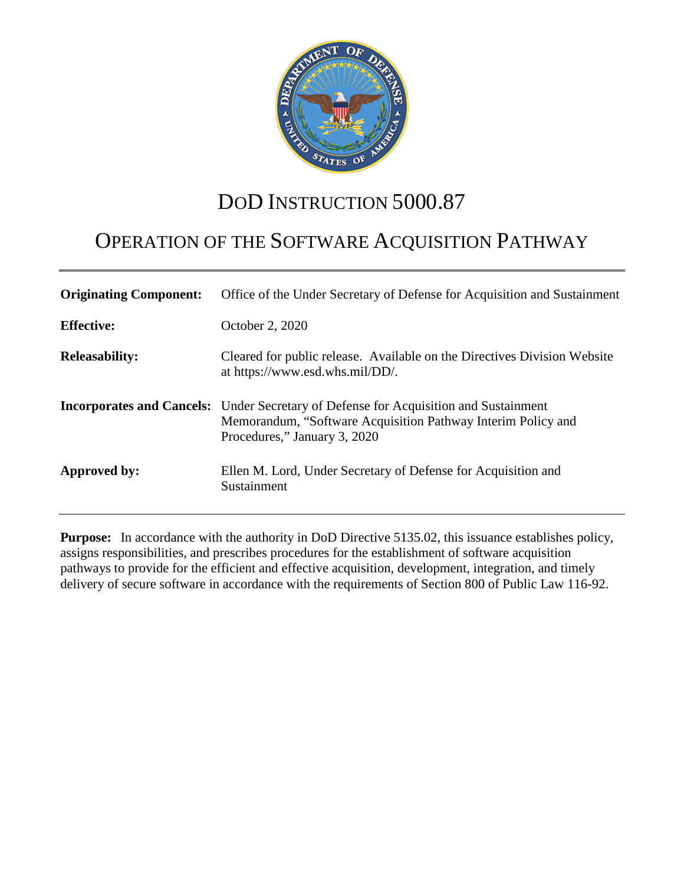# DoD INSTRUCTION 5000.87

# OPERATION OF THE SOFTWARE ACQUISITION PATHWAY

| | |
|---|---|
| **Originating Component:** | Office of the Under Secretary of Defense for Acquisition and Sustainment |
| **Effective:** | October 2, 2020 |
| **Releasability:** | Cleared for public release. Available on the Directives Division Website at https://www.esd.whs.mil/DD/. |
| **Incorporates and Cancels:** | Under Secretary of Defense for Acquisition and Sustainment Memorandum, "Software Acquisition Pathway Interim Policy and Procedures," January 3, 2020 |
| **Approved by:** | Ellen M. Lord, Under Secretary of Defense for Acquisition and Sustainment |

**Purpose:** In accordance with the authority in DoD Directive 5135.02, this issuance establishes policy, assigns responsibilities, and prescribes procedures for the establishment of software acquisition pathways to provide for the efficient and effective acquisition, development, integration, and timely delivery of secure software in accordance with the requirements of Section 800 of Public Law 116-92.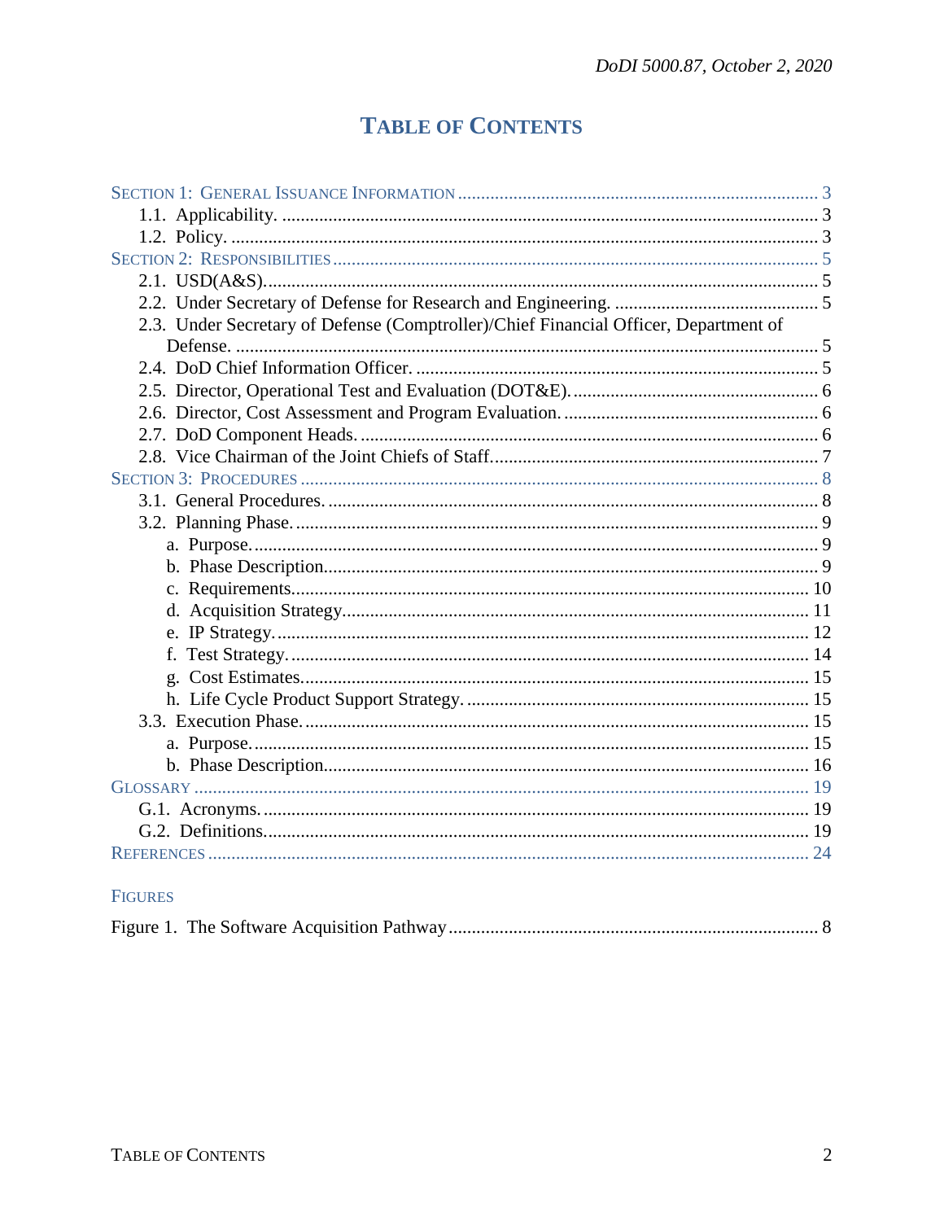# Table of Contents

Section 1: General Issuance Information ... 3
- 1.1. Applicability. ... 3
- 1.2. Policy. ... 3

Section 2: Responsibilities ... 5
- 2.1. USD(A&S). ... 5
- 2.2. Under Secretary of Defense for Research and Engineering. ... 5
- 2.3. Under Secretary of Defense (Comptroller)/Chief Financial Officer, Department of Defense. ... 5
- 2.4. DoD Chief Information Officer. ... 5
- 2.5. Director, Operational Test and Evaluation (DOT&E). ... 6
- 2.6. Director, Cost Assessment and Program Evaluation. ... 6
- 2.7. DoD Component Heads. ... 6
- 2.8. Vice Chairman of the Joint Chiefs of Staff. ... 7

Section 3: Procedures ... 8
- 3.1. General Procedures. ... 8
- 3.2. Planning Phase. ... 9
  - a. Purpose. ... 9
  - b. Phase Description. ... 9
  - c. Requirements. ... 10
  - d. Acquisition Strategy. ... 11
  - e. IP Strategy. ... 12
  - f. Test Strategy. ... 14
  - g. Cost Estimates. ... 15
  - h. Life Cycle Product Support Strategy. ... 15
- 3.3. Execution Phase. ... 15
  - a. Purpose. ... 15
  - b. Phase Description. ... 16

Glossary ... 19
- G.1. Acronyms. ... 19
- G.2. Definitions. ... 19

References ... 24

Figures

Figure 1. The Software Acquisition Pathway ... 8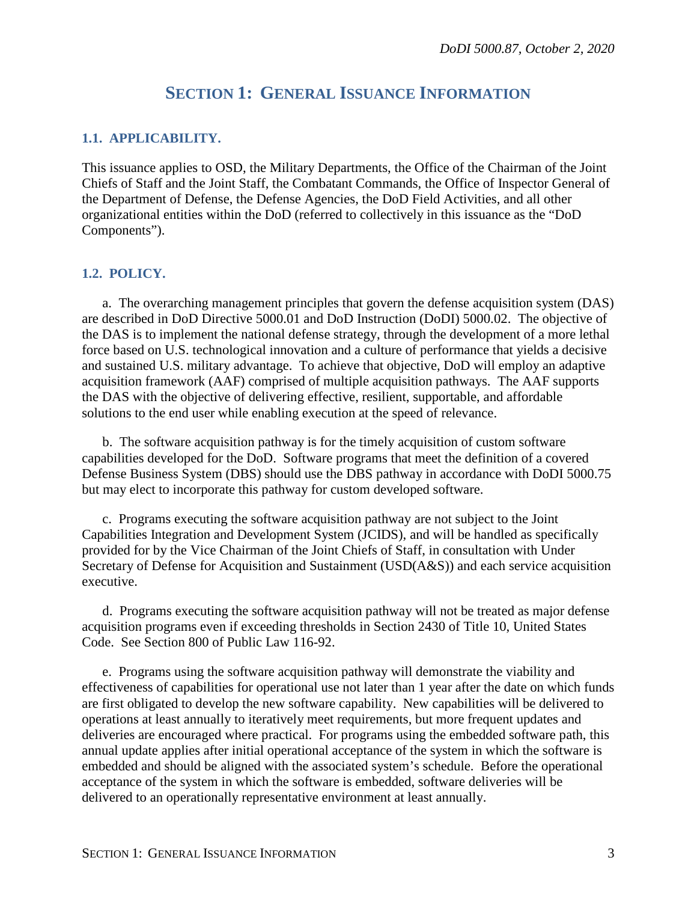# SECTION 1: GENERAL ISSUANCE INFORMATION

## 1.1. APPLICABILITY.

This issuance applies to OSD, the Military Departments, the Office of the Chairman of the Joint Chiefs of Staff and the Joint Staff, the Combatant Commands, the Office of Inspector General of the Department of Defense, the Defense Agencies, the DoD Field Activities, and all other organizational entities within the DoD (referred to collectively in this issuance as the "DoD Components").

## 1.2. POLICY.

a. The overarching management principles that govern the defense acquisition system (DAS) are described in DoD Directive 5000.01 and DoD Instruction (DoDI) 5000.02. The objective of the DAS is to implement the national defense strategy, through the development of a more lethal force based on U.S. technological innovation and a culture of performance that yields a decisive and sustained U.S. military advantage. To achieve that objective, DoD will employ an adaptive acquisition framework (AAF) comprised of multiple acquisition pathways. The AAF supports the DAS with the objective of delivering effective, resilient, supportable, and affordable solutions to the end user while enabling execution at the speed of relevance.

b. The software acquisition pathway is for the timely acquisition of custom software capabilities developed for the DoD. Software programs that meet the definition of a covered Defense Business System (DBS) should use the DBS pathway in accordance with DoDI 5000.75 but may elect to incorporate this pathway for custom developed software.

c. Programs executing the software acquisition pathway are not subject to the Joint Capabilities Integration and Development System (JCIDS), and will be handled as specifically provided for by the Vice Chairman of the Joint Chiefs of Staff, in consultation with Under Secretary of Defense for Acquisition and Sustainment (USD(A&S)) and each service acquisition executive.

d. Programs executing the software acquisition pathway will not be treated as major defense acquisition programs even if exceeding thresholds in Section 2430 of Title 10, United States Code. See Section 800 of Public Law 116-92.

e. Programs using the software acquisition pathway will demonstrate the viability and effectiveness of capabilities for operational use not later than 1 year after the date on which funds are first obligated to develop the new software capability. New capabilities will be delivered to operations at least annually to iteratively meet requirements, but more frequent updates and deliveries are encouraged where practical. For programs using the embedded software path, this annual update applies after initial operational acceptance of the system in which the software is embedded and should be aligned with the associated system's schedule. Before the operational acceptance of the system in which the software is embedded, software deliveries will be delivered to an operationally representative environment at least annually.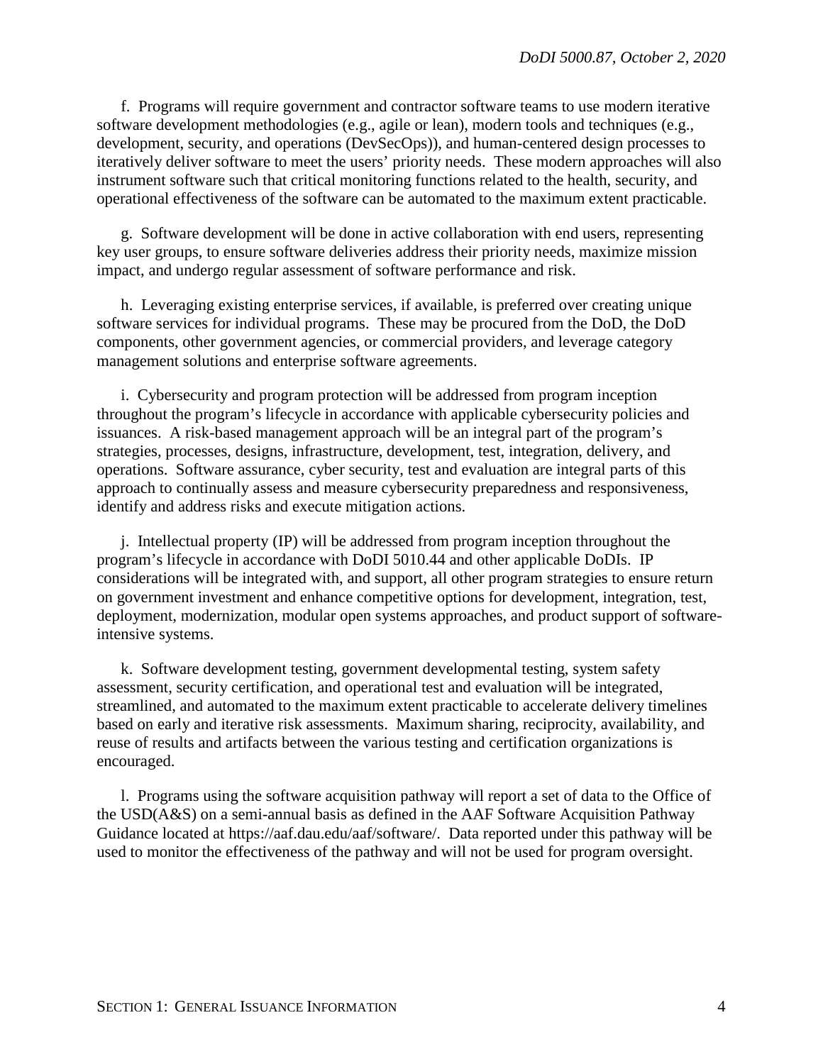f. Programs will require government and contractor software teams to use modern iterative software development methodologies (e.g., agile or lean), modern tools and techniques (e.g., development, security, and operations (DevSecOps)), and human-centered design processes to iteratively deliver software to meet the users' priority needs. These modern approaches will also instrument software such that critical monitoring functions related to the health, security, and operational effectiveness of the software can be automated to the maximum extent practicable.

g. Software development will be done in active collaboration with end users, representing key user groups, to ensure software deliveries address their priority needs, maximize mission impact, and undergo regular assessment of software performance and risk.

h. Leveraging existing enterprise services, if available, is preferred over creating unique software services for individual programs. These may be procured from the DoD, the DoD components, other government agencies, or commercial providers, and leverage category management solutions and enterprise software agreements.

i. Cybersecurity and program protection will be addressed from program inception throughout the program's lifecycle in accordance with applicable cybersecurity policies and issuances. A risk-based management approach will be an integral part of the program's strategies, processes, designs, infrastructure, development, test, integration, delivery, and operations. Software assurance, cyber security, test and evaluation are integral parts of this approach to continually assess and measure cybersecurity preparedness and responsiveness, identify and address risks and execute mitigation actions.

j. Intellectual property (IP) will be addressed from program inception throughout the program's lifecycle in accordance with DoDI 5010.44 and other applicable DoDIs. IP considerations will be integrated with, and support, all other program strategies to ensure return on government investment and enhance competitive options for development, integration, test, deployment, modernization, modular open systems approaches, and product support of software-intensive systems.

k. Software development testing, government developmental testing, system safety assessment, security certification, and operational test and evaluation will be integrated, streamlined, and automated to the maximum extent practicable to accelerate delivery timelines based on early and iterative risk assessments. Maximum sharing, reciprocity, availability, and reuse of results and artifacts between the various testing and certification organizations is encouraged.

l. Programs using the software acquisition pathway will report a set of data to the Office of the USD(A&S) on a semi-annual basis as defined in the AAF Software Acquisition Pathway Guidance located at https://aaf.dau.edu/aaf/software/. Data reported under this pathway will be used to monitor the effectiveness of the pathway and will not be used for program oversight.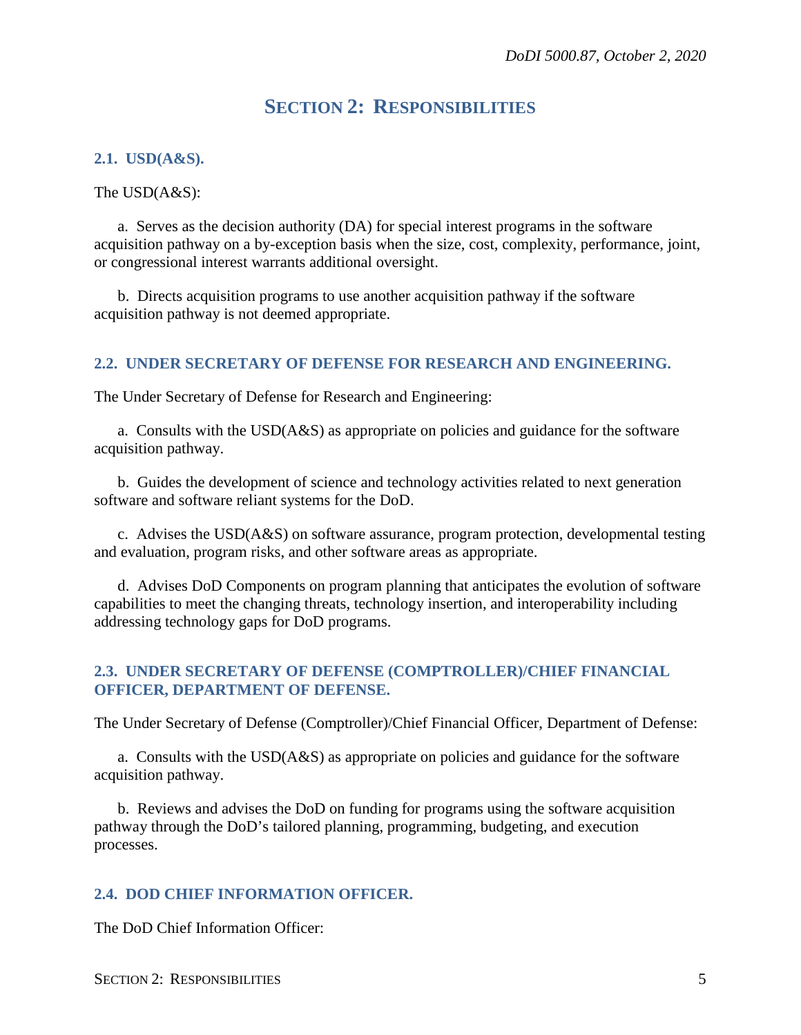# SECTION 2: RESPONSIBILITIES

## 2.1. USD(A&S).

The USD(A&S):

a. Serves as the decision authority (DA) for special interest programs in the software acquisition pathway on a by-exception basis when the size, cost, complexity, performance, joint, or congressional interest warrants additional oversight.

b. Directs acquisition programs to use another acquisition pathway if the software acquisition pathway is not deemed appropriate.

## 2.2. UNDER SECRETARY OF DEFENSE FOR RESEARCH AND ENGINEERING.

The Under Secretary of Defense for Research and Engineering:

a. Consults with the USD(A&S) as appropriate on policies and guidance for the software acquisition pathway.

b. Guides the development of science and technology activities related to next generation software and software reliant systems for the DoD.

c. Advises the USD(A&S) on software assurance, program protection, developmental testing and evaluation, program risks, and other software areas as appropriate.

d. Advises DoD Components on program planning that anticipates the evolution of software capabilities to meet the changing threats, technology insertion, and interoperability including addressing technology gaps for DoD programs.

## 2.3. UNDER SECRETARY OF DEFENSE (COMPTROLLER)/CHIEF FINANCIAL OFFICER, DEPARTMENT OF DEFENSE.

The Under Secretary of Defense (Comptroller)/Chief Financial Officer, Department of Defense:

a. Consults with the USD(A&S) as appropriate on policies and guidance for the software acquisition pathway.

b. Reviews and advises the DoD on funding for programs using the software acquisition pathway through the DoD's tailored planning, programming, budgeting, and execution processes.

## 2.4. DOD CHIEF INFORMATION OFFICER.

The DoD Chief Information Officer: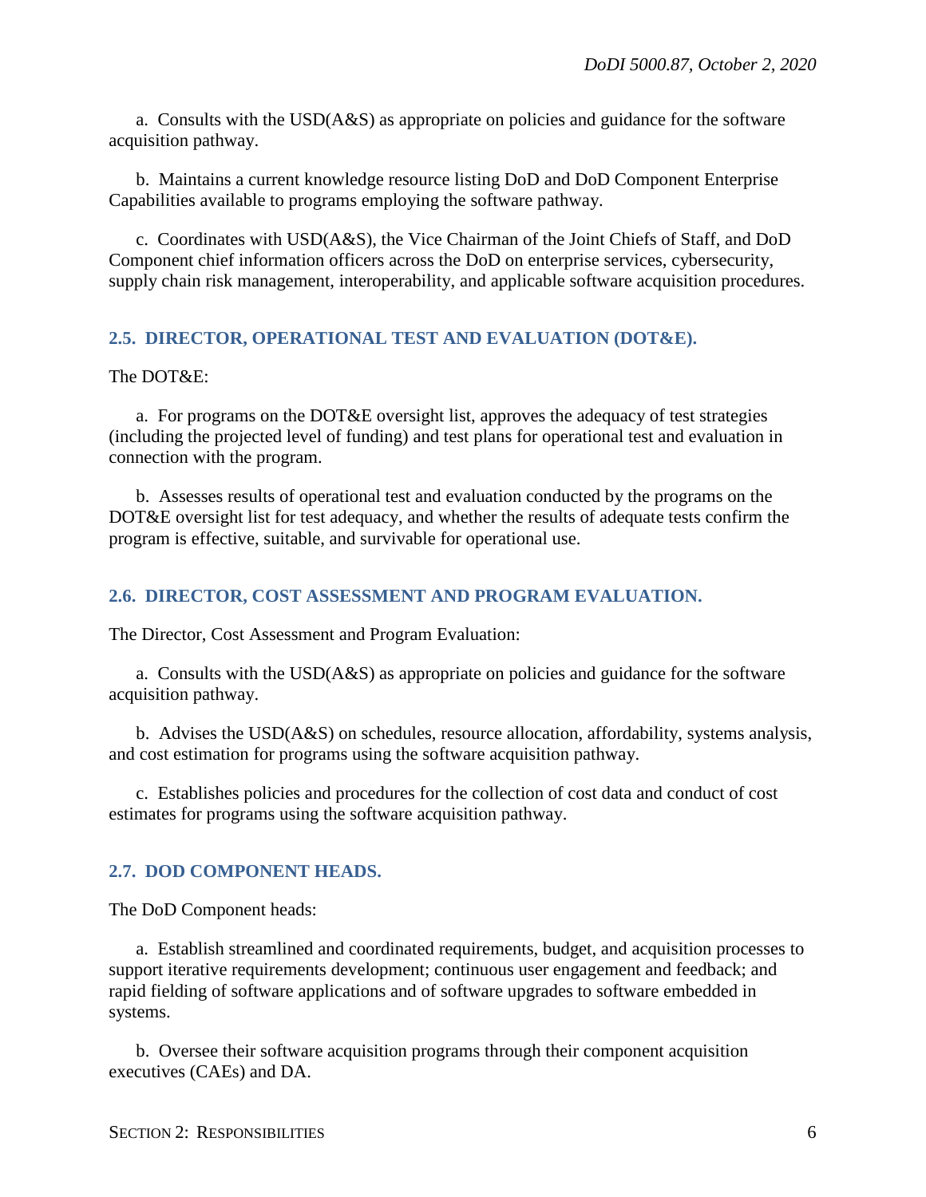a. Consults with the USD(A&S) as appropriate on policies and guidance for the software acquisition pathway.

b. Maintains a current knowledge resource listing DoD and DoD Component Enterprise Capabilities available to programs employing the software pathway.

c. Coordinates with USD(A&S), the Vice Chairman of the Joint Chiefs of Staff, and DoD Component chief information officers across the DoD on enterprise services, cybersecurity, supply chain risk management, interoperability, and applicable software acquisition procedures.

## 2.5. DIRECTOR, OPERATIONAL TEST AND EVALUATION (DOT&E).

The DOT&E:

a. For programs on the DOT&E oversight list, approves the adequacy of test strategies (including the projected level of funding) and test plans for operational test and evaluation in connection with the program.

b. Assesses results of operational test and evaluation conducted by the programs on the DOT&E oversight list for test adequacy, and whether the results of adequate tests confirm the program is effective, suitable, and survivable for operational use.

## 2.6. DIRECTOR, COST ASSESSMENT AND PROGRAM EVALUATION.

The Director, Cost Assessment and Program Evaluation:

a. Consults with the USD(A&S) as appropriate on policies and guidance for the software acquisition pathway.

b. Advises the USD(A&S) on schedules, resource allocation, affordability, systems analysis, and cost estimation for programs using the software acquisition pathway.

c. Establishes policies and procedures for the collection of cost data and conduct of cost estimates for programs using the software acquisition pathway.

## 2.7. DOD COMPONENT HEADS.

The DoD Component heads:

a. Establish streamlined and coordinated requirements, budget, and acquisition processes to support iterative requirements development; continuous user engagement and feedback; and rapid fielding of software applications and of software upgrades to software embedded in systems.

b. Oversee their software acquisition programs through their component acquisition executives (CAEs) and DA.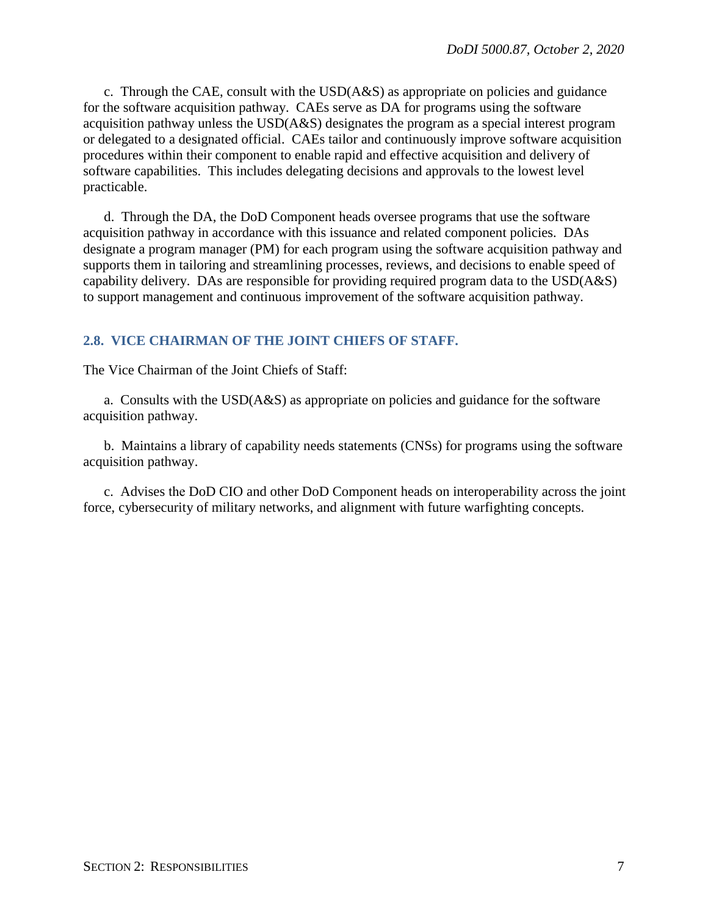c. Through the CAE, consult with the USD(A&S) as appropriate on policies and guidance for the software acquisition pathway. CAEs serve as DA for programs using the software acquisition pathway unless the USD(A&S) designates the program as a special interest program or delegated to a designated official. CAEs tailor and continuously improve software acquisition procedures within their component to enable rapid and effective acquisition and delivery of software capabilities. This includes delegating decisions and approvals to the lowest level practicable.

d. Through the DA, the DoD Component heads oversee programs that use the software acquisition pathway in accordance with this issuance and related component policies. DAs designate a program manager (PM) for each program using the software acquisition pathway and supports them in tailoring and streamlining processes, reviews, and decisions to enable speed of capability delivery. DAs are responsible for providing required program data to the USD(A&S) to support management and continuous improvement of the software acquisition pathway.

## 2.8. VICE CHAIRMAN OF THE JOINT CHIEFS OF STAFF.

The Vice Chairman of the Joint Chiefs of Staff:

a. Consults with the USD(A&S) as appropriate on policies and guidance for the software acquisition pathway.

b. Maintains a library of capability needs statements (CNSs) for programs using the software acquisition pathway.

c. Advises the DoD CIO and other DoD Component heads on interoperability across the joint force, cybersecurity of military networks, and alignment with future warfighting concepts.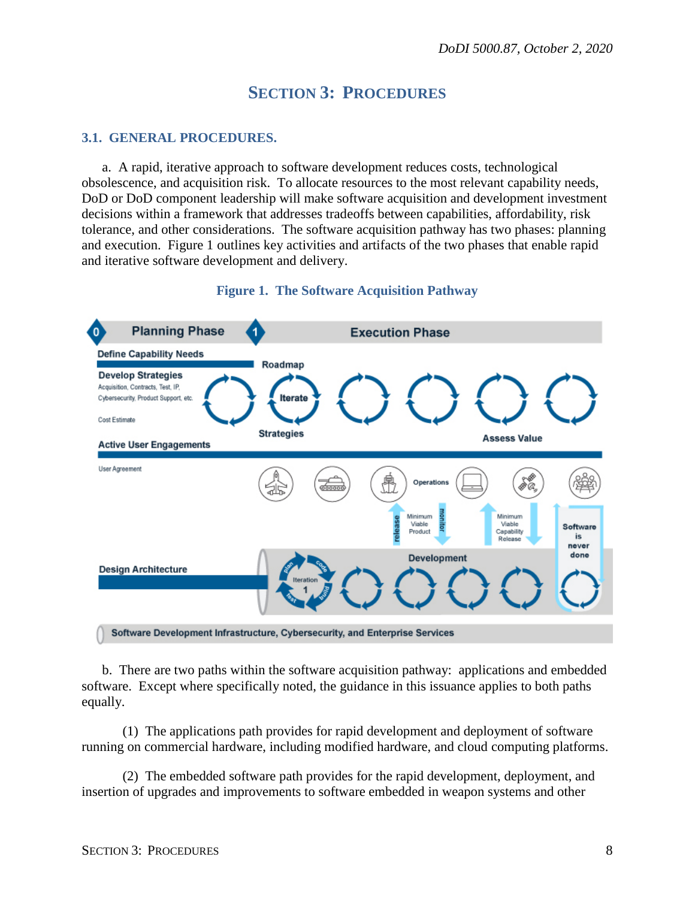# SECTION 3: PROCEDURES

## 3.1. GENERAL PROCEDURES.

a. A rapid, iterative approach to software development reduces costs, technological obsolescence, and acquisition risk. To allocate resources to the most relevant capability needs, DoD or DoD component leadership will make software acquisition and development investment decisions within a framework that addresses tradeoffs between capabilities, affordability, risk tolerance, and other considerations. The software acquisition pathway has two phases: planning and execution. Figure 1 outlines key activities and artifacts of the two phases that enable rapid and iterative software development and delivery.

**Figure 1. The Software Acquisition Pathway**

b. There are two paths within the software acquisition pathway: applications and embedded software. Except where specifically noted, the guidance in this issuance applies to both paths equally.

(1) The applications path provides for rapid development and deployment of software running on commercial hardware, including modified hardware, and cloud computing platforms.

(2) The embedded software path provides for the rapid development, deployment, and insertion of upgrades and improvements to software embedded in weapon systems and other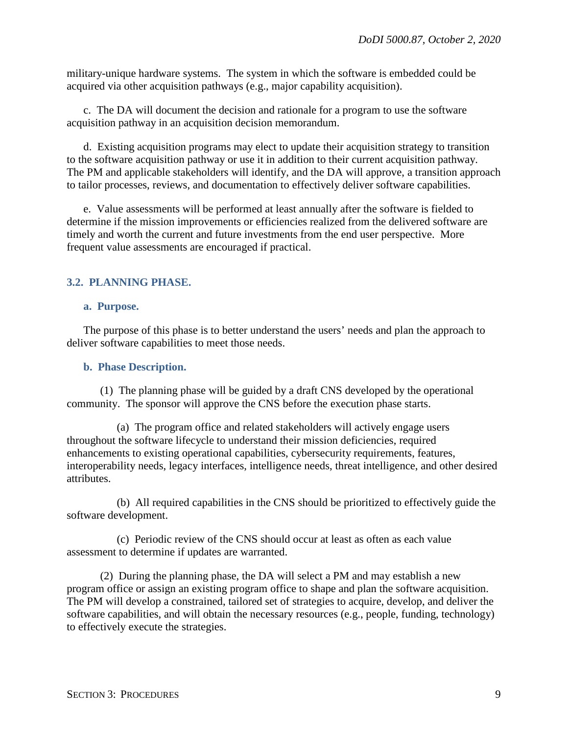military-unique hardware systems. The system in which the software is embedded could be acquired via other acquisition pathways (e.g., major capability acquisition).

c. The DA will document the decision and rationale for a program to use the software acquisition pathway in an acquisition decision memorandum.

d. Existing acquisition programs may elect to update their acquisition strategy to transition to the software acquisition pathway or use it in addition to their current acquisition pathway. The PM and applicable stakeholders will identify, and the DA will approve, a transition approach to tailor processes, reviews, and documentation to effectively deliver software capabilities.

e. Value assessments will be performed at least annually after the software is fielded to determine if the mission improvements or efficiencies realized from the delivered software are timely and worth the current and future investments from the end user perspective. More frequent value assessments are encouraged if practical.

## 3.2. PLANNING PHASE.

### a. Purpose.

The purpose of this phase is to better understand the users' needs and plan the approach to deliver software capabilities to meet those needs.

### b. Phase Description.

(1) The planning phase will be guided by a draft CNS developed by the operational community. The sponsor will approve the CNS before the execution phase starts.

(a) The program office and related stakeholders will actively engage users throughout the software lifecycle to understand their mission deficiencies, required enhancements to existing operational capabilities, cybersecurity requirements, features, interoperability needs, legacy interfaces, intelligence needs, threat intelligence, and other desired attributes.

(b) All required capabilities in the CNS should be prioritized to effectively guide the software development.

(c) Periodic review of the CNS should occur at least as often as each value assessment to determine if updates are warranted.

(2) During the planning phase, the DA will select a PM and may establish a new program office or assign an existing program office to shape and plan the software acquisition. The PM will develop a constrained, tailored set of strategies to acquire, develop, and deliver the software capabilities, and will obtain the necessary resources (e.g., people, funding, technology) to effectively execute the strategies.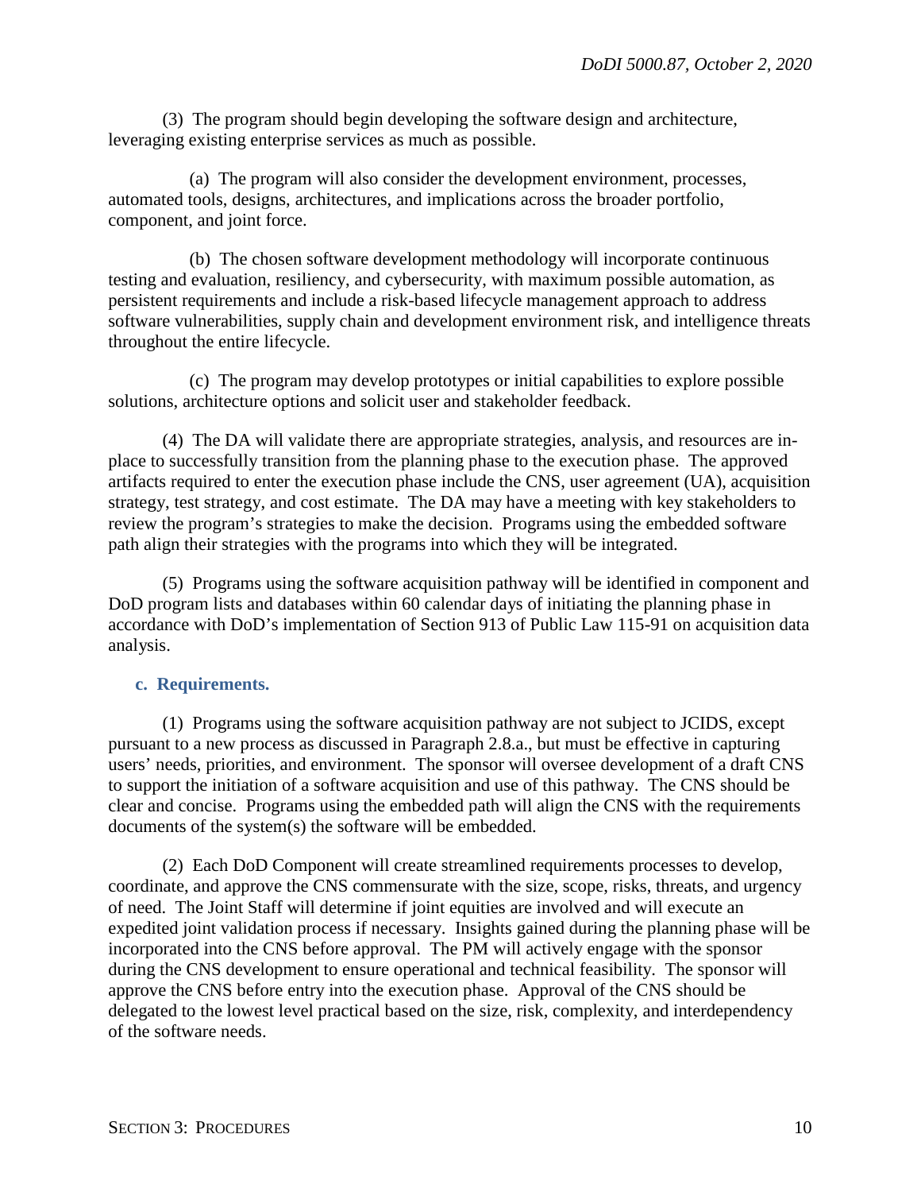(3) The program should begin developing the software design and architecture, leveraging existing enterprise services as much as possible.

(a) The program will also consider the development environment, processes, automated tools, designs, architectures, and implications across the broader portfolio, component, and joint force.

(b) The chosen software development methodology will incorporate continuous testing and evaluation, resiliency, and cybersecurity, with maximum possible automation, as persistent requirements and include a risk-based lifecycle management approach to address software vulnerabilities, supply chain and development environment risk, and intelligence threats throughout the entire lifecycle.

(c) The program may develop prototypes or initial capabilities to explore possible solutions, architecture options and solicit user and stakeholder feedback.

(4) The DA will validate there are appropriate strategies, analysis, and resources are in-place to successfully transition from the planning phase to the execution phase. The approved artifacts required to enter the execution phase include the CNS, user agreement (UA), acquisition strategy, test strategy, and cost estimate. The DA may have a meeting with key stakeholders to review the program's strategies to make the decision. Programs using the embedded software path align their strategies with the programs into which they will be integrated.

(5) Programs using the software acquisition pathway will be identified in component and DoD program lists and databases within 60 calendar days of initiating the planning phase in accordance with DoD's implementation of Section 913 of Public Law 115-91 on acquisition data analysis.

### c. Requirements.

(1) Programs using the software acquisition pathway are not subject to JCIDS, except pursuant to a new process as discussed in Paragraph 2.8.a., but must be effective in capturing users' needs, priorities, and environment. The sponsor will oversee development of a draft CNS to support the initiation of a software acquisition and use of this pathway. The CNS should be clear and concise. Programs using the embedded path will align the CNS with the requirements documents of the system(s) the software will be embedded.

(2) Each DoD Component will create streamlined requirements processes to develop, coordinate, and approve the CNS commensurate with the size, scope, risks, threats, and urgency of need. The Joint Staff will determine if joint equities are involved and will execute an expedited joint validation process if necessary. Insights gained during the planning phase will be incorporated into the CNS before approval. The PM will actively engage with the sponsor during the CNS development to ensure operational and technical feasibility. The sponsor will approve the CNS before entry into the execution phase. Approval of the CNS should be delegated to the lowest level practical based on the size, risk, complexity, and interdependency of the software needs.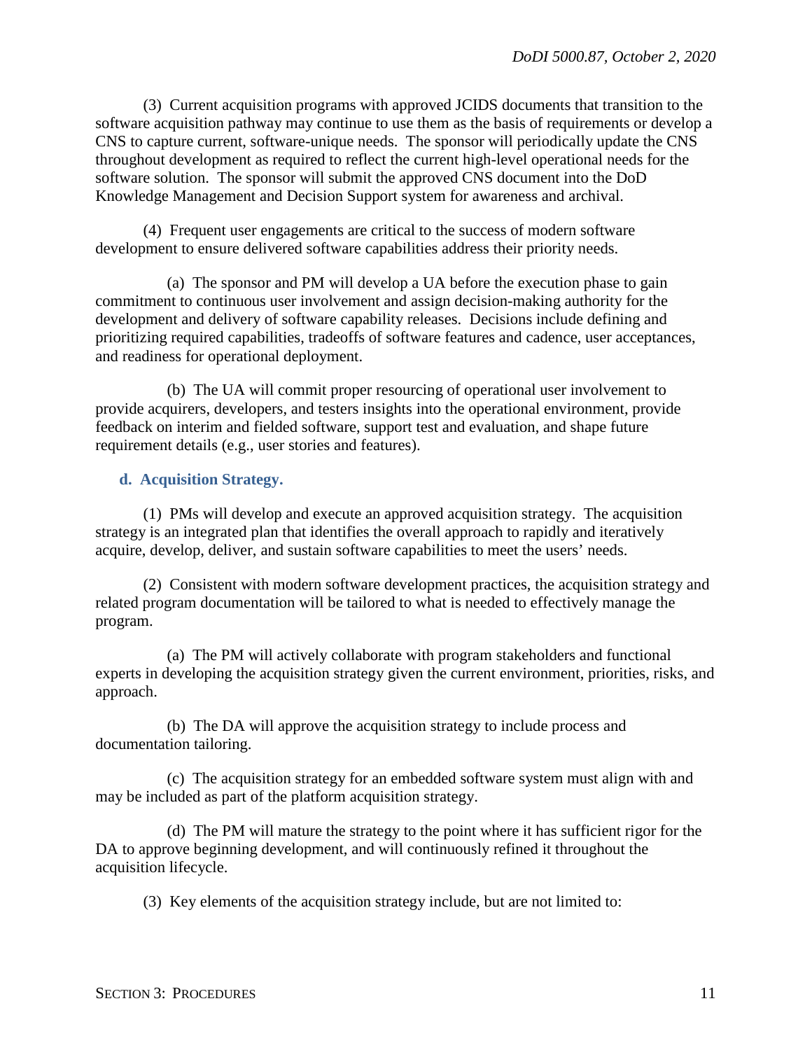(3) Current acquisition programs with approved JCIDS documents that transition to the software acquisition pathway may continue to use them as the basis of requirements or develop a CNS to capture current, software-unique needs. The sponsor will periodically update the CNS throughout development as required to reflect the current high-level operational needs for the software solution. The sponsor will submit the approved CNS document into the DoD Knowledge Management and Decision Support system for awareness and archival.

(4) Frequent user engagements are critical to the success of modern software development to ensure delivered software capabilities address their priority needs.

(a) The sponsor and PM will develop a UA before the execution phase to gain commitment to continuous user involvement and assign decision-making authority for the development and delivery of software capability releases. Decisions include defining and prioritizing required capabilities, tradeoffs of software features and cadence, user acceptances, and readiness for operational deployment.

(b) The UA will commit proper resourcing of operational user involvement to provide acquirers, developers, and testers insights into the operational environment, provide feedback on interim and fielded software, support test and evaluation, and shape future requirement details (e.g., user stories and features).

### d. Acquisition Strategy.

(1) PMs will develop and execute an approved acquisition strategy. The acquisition strategy is an integrated plan that identifies the overall approach to rapidly and iteratively acquire, develop, deliver, and sustain software capabilities to meet the users' needs.

(2) Consistent with modern software development practices, the acquisition strategy and related program documentation will be tailored to what is needed to effectively manage the program.

(a) The PM will actively collaborate with program stakeholders and functional experts in developing the acquisition strategy given the current environment, priorities, risks, and approach.

(b) The DA will approve the acquisition strategy to include process and documentation tailoring.

(c) The acquisition strategy for an embedded software system must align with and may be included as part of the platform acquisition strategy.

(d) The PM will mature the strategy to the point where it has sufficient rigor for the DA to approve beginning development, and will continuously refined it throughout the acquisition lifecycle.

(3) Key elements of the acquisition strategy include, but are not limited to: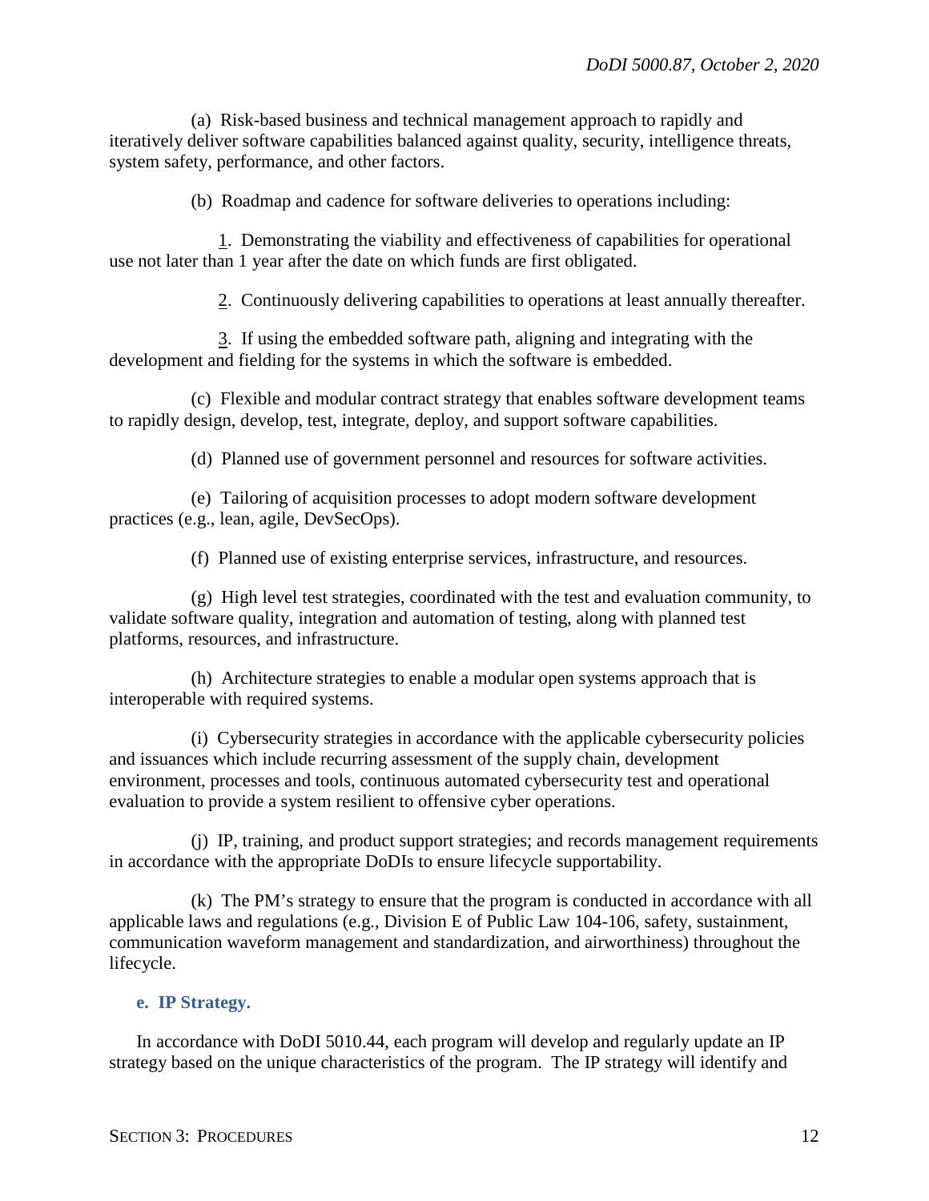(a) Risk-based business and technical management approach to rapidly and iteratively deliver software capabilities balanced against quality, security, intelligence threats, system safety, performance, and other factors.

(b) Roadmap and cadence for software deliveries to operations including:

1. Demonstrating the viability and effectiveness of capabilities for operational use not later than 1 year after the date on which funds are first obligated.

2. Continuously delivering capabilities to operations at least annually thereafter.

3. If using the embedded software path, aligning and integrating with the development and fielding for the systems in which the software is embedded.

(c) Flexible and modular contract strategy that enables software development teams to rapidly design, develop, test, integrate, deploy, and support software capabilities.

(d) Planned use of government personnel and resources for software activities.

(e) Tailoring of acquisition processes to adopt modern software development practices (e.g., lean, agile, DevSecOps).

(f) Planned use of existing enterprise services, infrastructure, and resources.

(g) High level test strategies, coordinated with the test and evaluation community, to validate software quality, integration and automation of testing, along with planned test platforms, resources, and infrastructure.

(h) Architecture strategies to enable a modular open systems approach that is interoperable with required systems.

(i) Cybersecurity strategies in accordance with the applicable cybersecurity policies and issuances which include recurring assessment of the supply chain, development environment, processes and tools, continuous automated cybersecurity test and operational evaluation to provide a system resilient to offensive cyber operations.

(j) IP, training, and product support strategies; and records management requirements in accordance with the appropriate DoDIs to ensure lifecycle supportability.

(k) The PM's strategy to ensure that the program is conducted in accordance with all applicable laws and regulations (e.g., Division E of Public Law 104-106, safety, sustainment, communication waveform management and standardization, and airworthiness) throughout the lifecycle.

### e. IP Strategy.

In accordance with DoDI 5010.44, each program will develop and regularly update an IP strategy based on the unique characteristics of the program. The IP strategy will identify and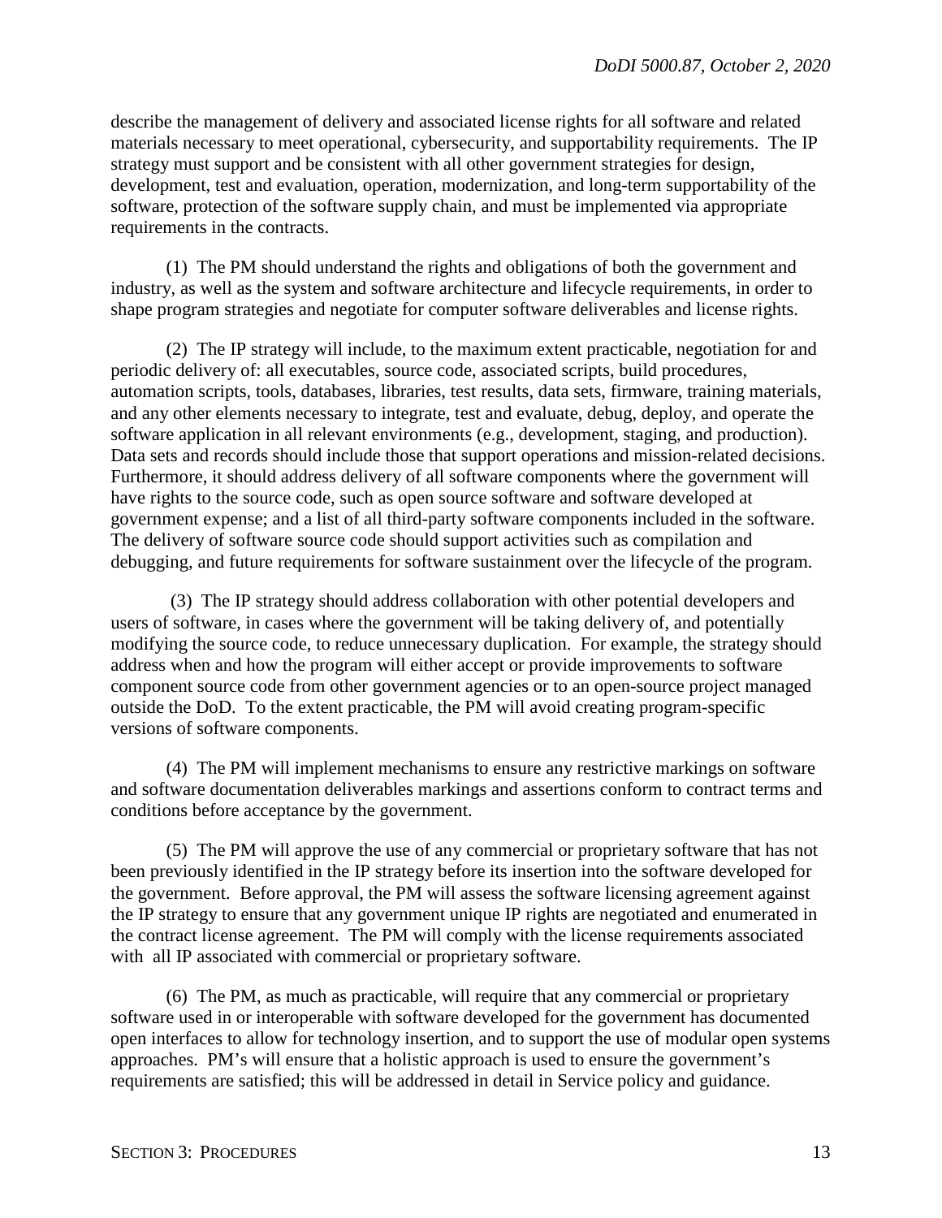describe the management of delivery and associated license rights for all software and related materials necessary to meet operational, cybersecurity, and supportability requirements. The IP strategy must support and be consistent with all other government strategies for design, development, test and evaluation, operation, modernization, and long-term supportability of the software, protection of the software supply chain, and must be implemented via appropriate requirements in the contracts.

(1) The PM should understand the rights and obligations of both the government and industry, as well as the system and software architecture and lifecycle requirements, in order to shape program strategies and negotiate for computer software deliverables and license rights.

(2) The IP strategy will include, to the maximum extent practicable, negotiation for and periodic delivery of: all executables, source code, associated scripts, build procedures, automation scripts, tools, databases, libraries, test results, data sets, firmware, training materials, and any other elements necessary to integrate, test and evaluate, debug, deploy, and operate the software application in all relevant environments (e.g., development, staging, and production). Data sets and records should include those that support operations and mission-related decisions. Furthermore, it should address delivery of all software components where the government will have rights to the source code, such as open source software and software developed at government expense; and a list of all third-party software components included in the software. The delivery of software source code should support activities such as compilation and debugging, and future requirements for software sustainment over the lifecycle of the program.

(3) The IP strategy should address collaboration with other potential developers and users of software, in cases where the government will be taking delivery of, and potentially modifying the source code, to reduce unnecessary duplication. For example, the strategy should address when and how the program will either accept or provide improvements to software component source code from other government agencies or to an open-source project managed outside the DoD. To the extent practicable, the PM will avoid creating program-specific versions of software components.

(4) The PM will implement mechanisms to ensure any restrictive markings on software and software documentation deliverables markings and assertions conform to contract terms and conditions before acceptance by the government.

(5) The PM will approve the use of any commercial or proprietary software that has not been previously identified in the IP strategy before its insertion into the software developed for the government. Before approval, the PM will assess the software licensing agreement against the IP strategy to ensure that any government unique IP rights are negotiated and enumerated in the contract license agreement. The PM will comply with the license requirements associated with all IP associated with commercial or proprietary software.

(6) The PM, as much as practicable, will require that any commercial or proprietary software used in or interoperable with software developed for the government has documented open interfaces to allow for technology insertion, and to support the use of modular open systems approaches. PM's will ensure that a holistic approach is used to ensure the government's requirements are satisfied; this will be addressed in detail in Service policy and guidance.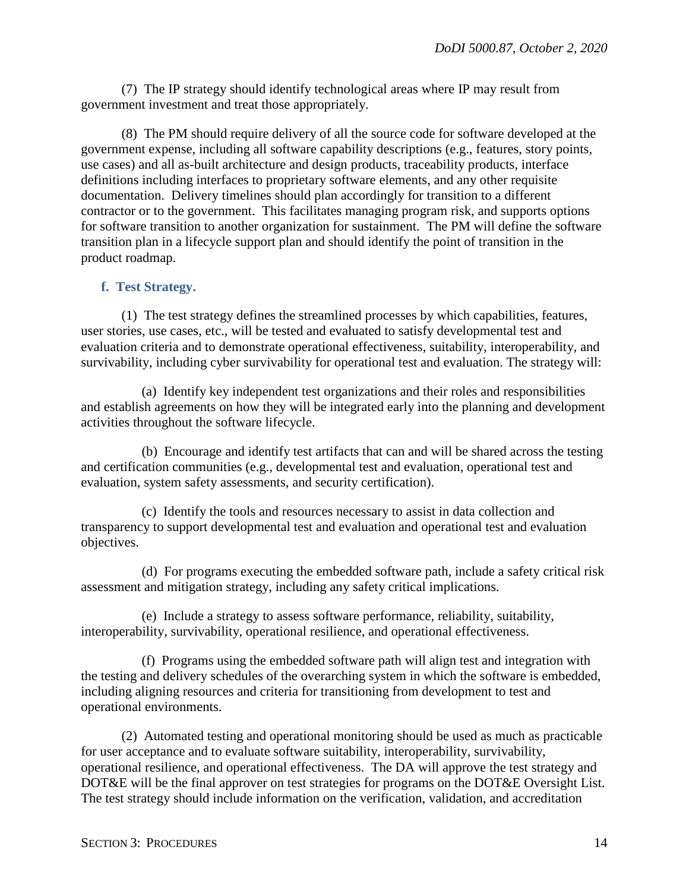(7) The IP strategy should identify technological areas where IP may result from government investment and treat those appropriately.

(8) The PM should require delivery of all the source code for software developed at the government expense, including all software capability descriptions (e.g., features, story points, use cases) and all as-built architecture and design products, traceability products, interface definitions including interfaces to proprietary software elements, and any other requisite documentation. Delivery timelines should plan accordingly for transition to a different contractor or to the government. This facilitates managing program risk, and supports options for software transition to another organization for sustainment. The PM will define the software transition plan in a lifecycle support plan and should identify the point of transition in the product roadmap.

### f. Test Strategy.

(1) The test strategy defines the streamlined processes by which capabilities, features, user stories, use cases, etc., will be tested and evaluated to satisfy developmental test and evaluation criteria and to demonstrate operational effectiveness, suitability, interoperability, and survivability, including cyber survivability for operational test and evaluation. The strategy will:

(a) Identify key independent test organizations and their roles and responsibilities and establish agreements on how they will be integrated early into the planning and development activities throughout the software lifecycle.

(b) Encourage and identify test artifacts that can and will be shared across the testing and certification communities (e.g., developmental test and evaluation, operational test and evaluation, system safety assessments, and security certification).

(c) Identify the tools and resources necessary to assist in data collection and transparency to support developmental test and evaluation and operational test and evaluation objectives.

(d) For programs executing the embedded software path, include a safety critical risk assessment and mitigation strategy, including any safety critical implications.

(e) Include a strategy to assess software performance, reliability, suitability, interoperability, survivability, operational resilience, and operational effectiveness.

(f) Programs using the embedded software path will align test and integration with the testing and delivery schedules of the overarching system in which the software is embedded, including aligning resources and criteria for transitioning from development to test and operational environments.

(2) Automated testing and operational monitoring should be used as much as practicable for user acceptance and to evaluate software suitability, interoperability, survivability, operational resilience, and operational effectiveness. The DA will approve the test strategy and DOT&E will be the final approver on test strategies for programs on the DOT&E Oversight List. The test strategy should include information on the verification, validation, and accreditation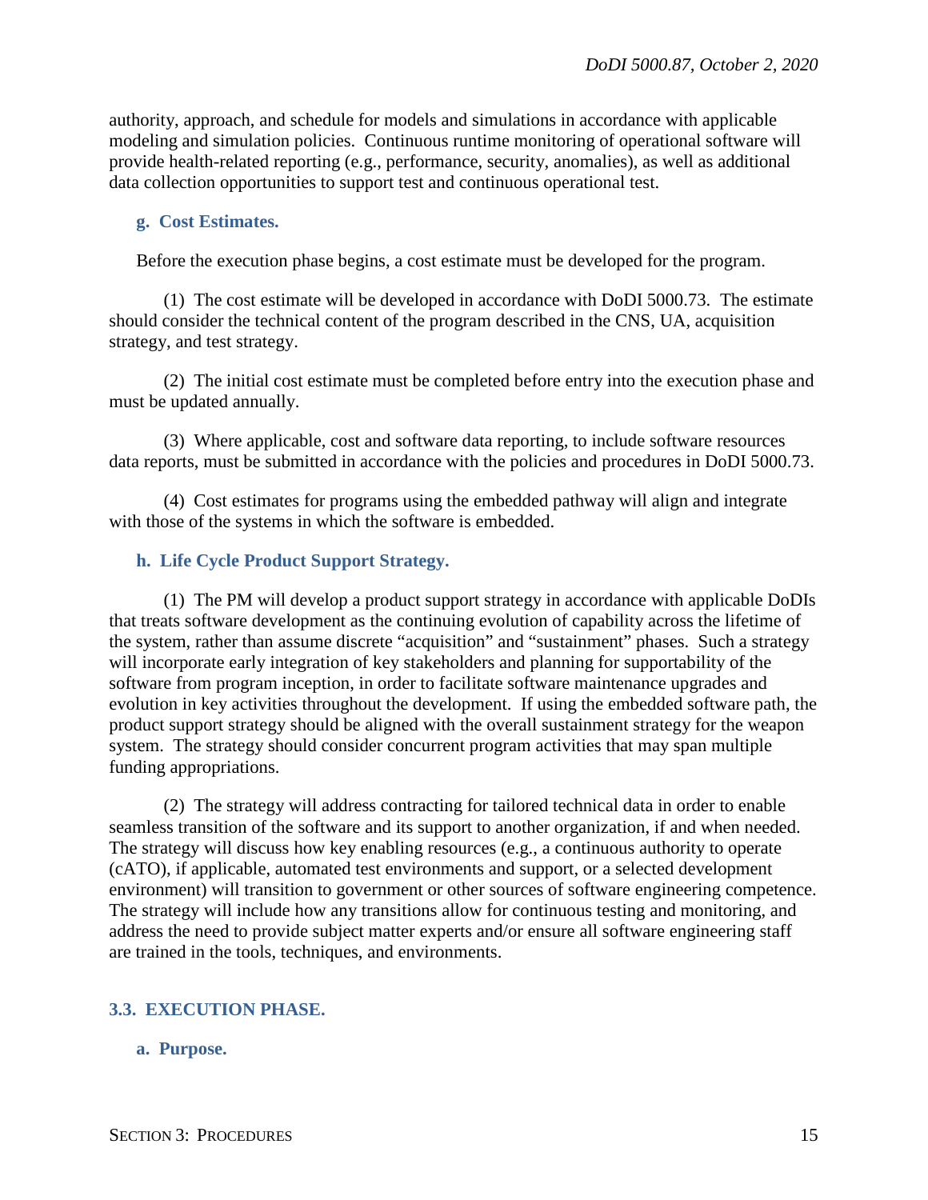authority, approach, and schedule for models and simulations in accordance with applicable modeling and simulation policies. Continuous runtime monitoring of operational software will provide health-related reporting (e.g., performance, security, anomalies), as well as additional data collection opportunities to support test and continuous operational test.

### g. Cost Estimates.

Before the execution phase begins, a cost estimate must be developed for the program.

(1) The cost estimate will be developed in accordance with DoDI 5000.73. The estimate should consider the technical content of the program described in the CNS, UA, acquisition strategy, and test strategy.

(2) The initial cost estimate must be completed before entry into the execution phase and must be updated annually.

(3) Where applicable, cost and software data reporting, to include software resources data reports, must be submitted in accordance with the policies and procedures in DoDI 5000.73.

(4) Cost estimates for programs using the embedded pathway will align and integrate with those of the systems in which the software is embedded.

### h. Life Cycle Product Support Strategy.

(1) The PM will develop a product support strategy in accordance with applicable DoDIs that treats software development as the continuing evolution of capability across the lifetime of the system, rather than assume discrete "acquisition" and "sustainment" phases. Such a strategy will incorporate early integration of key stakeholders and planning for supportability of the software from program inception, in order to facilitate software maintenance upgrades and evolution in key activities throughout the development. If using the embedded software path, the product support strategy should be aligned with the overall sustainment strategy for the weapon system. The strategy should consider concurrent program activities that may span multiple funding appropriations.

(2) The strategy will address contracting for tailored technical data in order to enable seamless transition of the software and its support to another organization, if and when needed. The strategy will discuss how key enabling resources (e.g., a continuous authority to operate (cATO), if applicable, automated test environments and support, or a selected development environment) will transition to government or other sources of software engineering competence. The strategy will include how any transitions allow for continuous testing and monitoring, and address the need to provide subject matter experts and/or ensure all software engineering staff are trained in the tools, techniques, and environments.

## 3.3. EXECUTION PHASE.

### a. Purpose.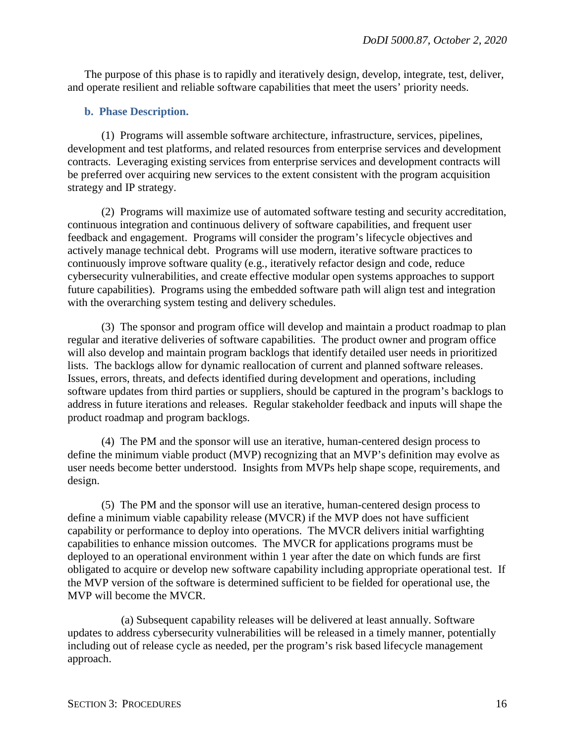The purpose of this phase is to rapidly and iteratively design, develop, integrate, test, deliver, and operate resilient and reliable software capabilities that meet the users' priority needs.

**b. Phase Description.**

(1) Programs will assemble software architecture, infrastructure, services, pipelines, development and test platforms, and related resources from enterprise services and development contracts. Leveraging existing services from enterprise services and development contracts will be preferred over acquiring new services to the extent consistent with the program acquisition strategy and IP strategy.

(2) Programs will maximize use of automated software testing and security accreditation, continuous integration and continuous delivery of software capabilities, and frequent user feedback and engagement. Programs will consider the program's lifecycle objectives and actively manage technical debt. Programs will use modern, iterative software practices to continuously improve software quality (e.g., iteratively refactor design and code, reduce cybersecurity vulnerabilities, and create effective modular open systems approaches to support future capabilities). Programs using the embedded software path will align test and integration with the overarching system testing and delivery schedules.

(3) The sponsor and program office will develop and maintain a product roadmap to plan regular and iterative deliveries of software capabilities. The product owner and program office will also develop and maintain program backlogs that identify detailed user needs in prioritized lists. The backlogs allow for dynamic reallocation of current and planned software releases. Issues, errors, threats, and defects identified during development and operations, including software updates from third parties or suppliers, should be captured in the program's backlogs to address in future iterations and releases. Regular stakeholder feedback and inputs will shape the product roadmap and program backlogs.

(4) The PM and the sponsor will use an iterative, human-centered design process to define the minimum viable product (MVP) recognizing that an MVP's definition may evolve as user needs become better understood. Insights from MVPs help shape scope, requirements, and design.

(5) The PM and the sponsor will use an iterative, human-centered design process to define a minimum viable capability release (MVCR) if the MVP does not have sufficient capability or performance to deploy into operations. The MVCR delivers initial warfighting capabilities to enhance mission outcomes. The MVCR for applications programs must be deployed to an operational environment within 1 year after the date on which funds are first obligated to acquire or develop new software capability including appropriate operational test. If the MVP version of the software is determined sufficient to be fielded for operational use, the MVP will become the MVCR.

(a) Subsequent capability releases will be delivered at least annually. Software updates to address cybersecurity vulnerabilities will be released in a timely manner, potentially including out of release cycle as needed, per the program's risk based lifecycle management approach.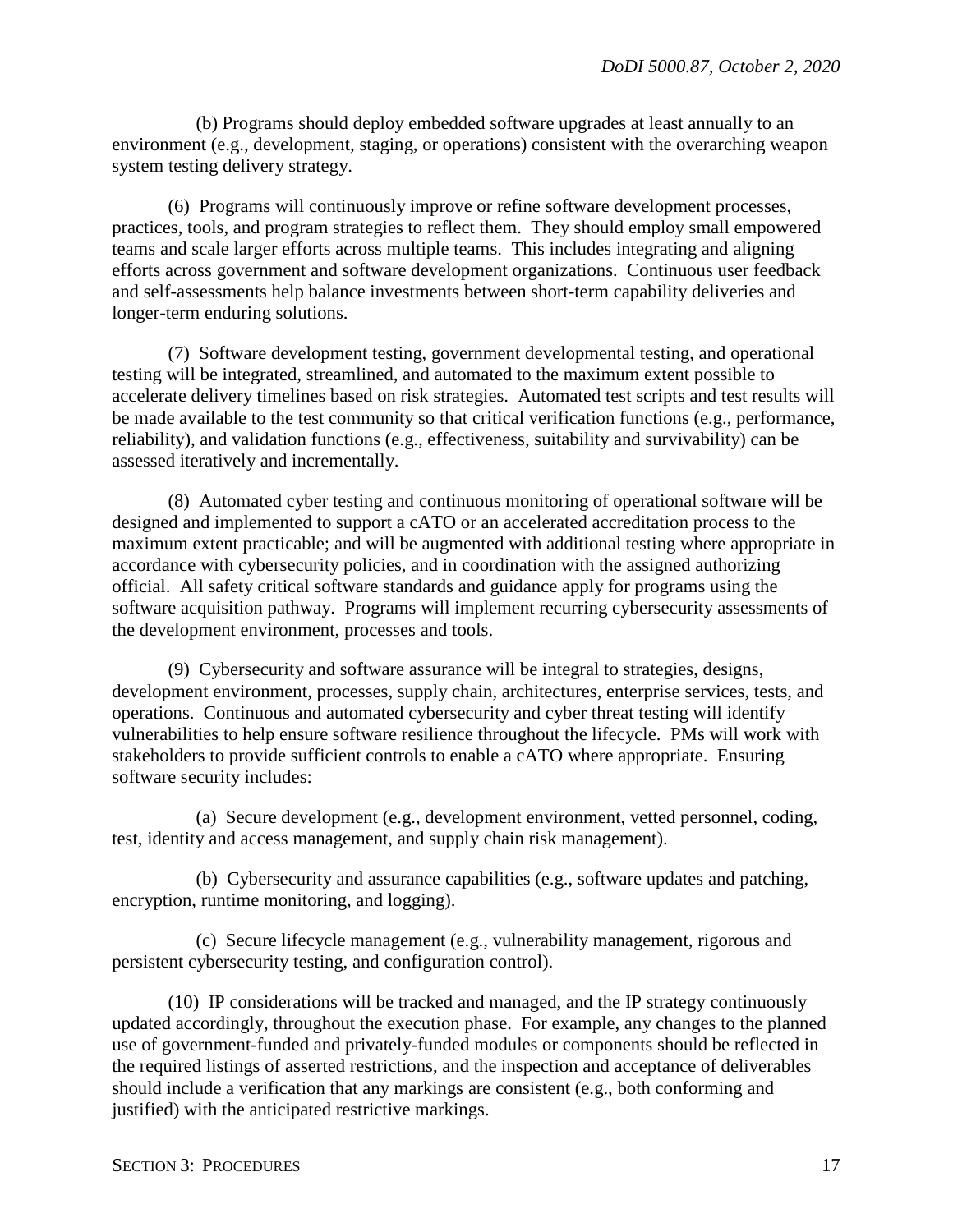(b) Programs should deploy embedded software upgrades at least annually to an environment (e.g., development, staging, or operations) consistent with the overarching weapon system testing delivery strategy.

(6) Programs will continuously improve or refine software development processes, practices, tools, and program strategies to reflect them. They should employ small empowered teams and scale larger efforts across multiple teams. This includes integrating and aligning efforts across government and software development organizations. Continuous user feedback and self-assessments help balance investments between short-term capability deliveries and longer-term enduring solutions.

(7) Software development testing, government developmental testing, and operational testing will be integrated, streamlined, and automated to the maximum extent possible to accelerate delivery timelines based on risk strategies. Automated test scripts and test results will be made available to the test community so that critical verification functions (e.g., performance, reliability), and validation functions (e.g., effectiveness, suitability and survivability) can be assessed iteratively and incrementally.

(8) Automated cyber testing and continuous monitoring of operational software will be designed and implemented to support a cATO or an accelerated accreditation process to the maximum extent practicable; and will be augmented with additional testing where appropriate in accordance with cybersecurity policies, and in coordination with the assigned authorizing official. All safety critical software standards and guidance apply for programs using the software acquisition pathway. Programs will implement recurring cybersecurity assessments of the development environment, processes and tools.

(9) Cybersecurity and software assurance will be integral to strategies, designs, development environment, processes, supply chain, architectures, enterprise services, tests, and operations. Continuous and automated cybersecurity and cyber threat testing will identify vulnerabilities to help ensure software resilience throughout the lifecycle. PMs will work with stakeholders to provide sufficient controls to enable a cATO where appropriate. Ensuring software security includes:

(a) Secure development (e.g., development environment, vetted personnel, coding, test, identity and access management, and supply chain risk management).

(b) Cybersecurity and assurance capabilities (e.g., software updates and patching, encryption, runtime monitoring, and logging).

(c) Secure lifecycle management (e.g., vulnerability management, rigorous and persistent cybersecurity testing, and configuration control).

(10) IP considerations will be tracked and managed, and the IP strategy continuously updated accordingly, throughout the execution phase. For example, any changes to the planned use of government-funded and privately-funded modules or components should be reflected in the required listings of asserted restrictions, and the inspection and acceptance of deliverables should include a verification that any markings are consistent (e.g., both conforming and justified) with the anticipated restrictive markings.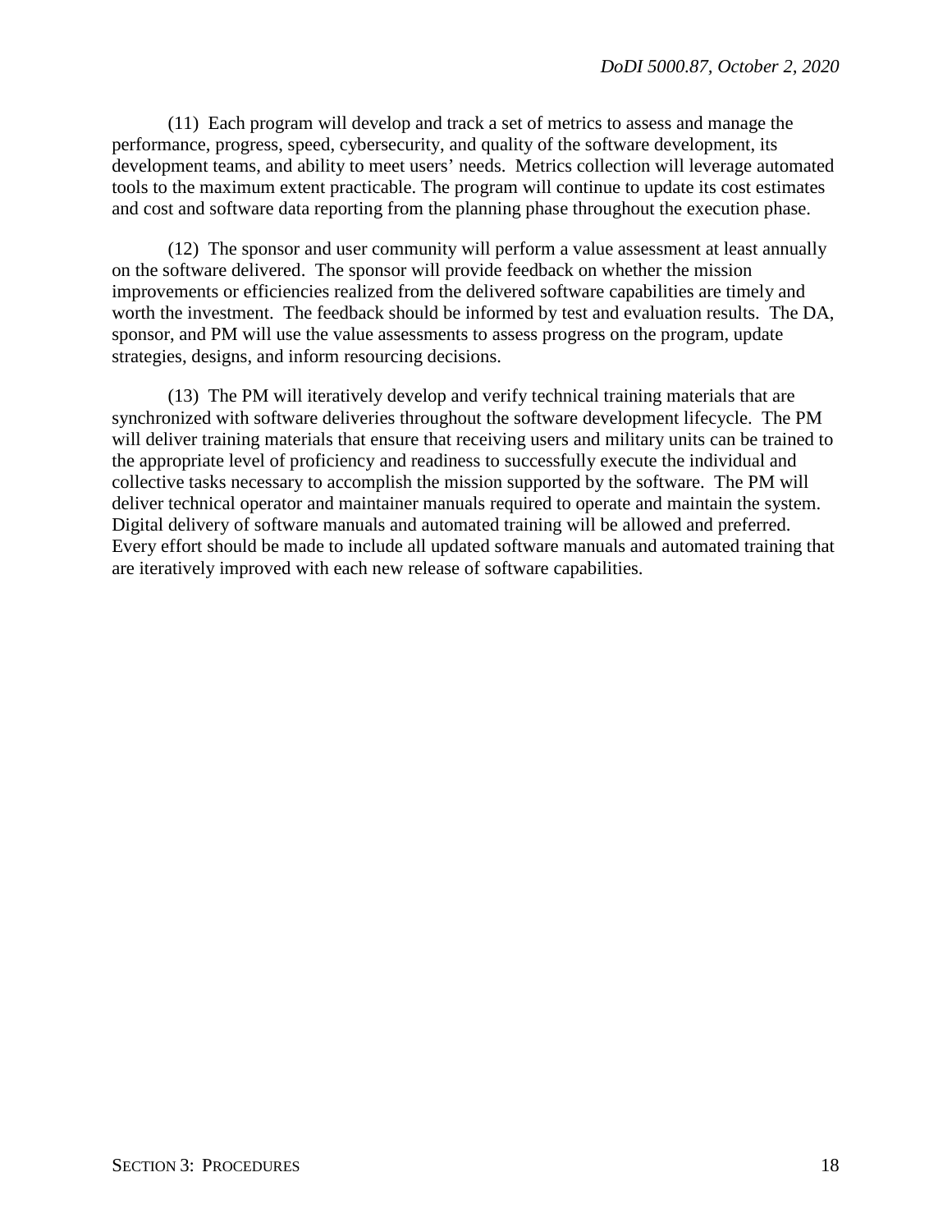(11) Each program will develop and track a set of metrics to assess and manage the performance, progress, speed, cybersecurity, and quality of the software development, its development teams, and ability to meet users' needs. Metrics collection will leverage automated tools to the maximum extent practicable. The program will continue to update its cost estimates and cost and software data reporting from the planning phase throughout the execution phase.

(12) The sponsor and user community will perform a value assessment at least annually on the software delivered. The sponsor will provide feedback on whether the mission improvements or efficiencies realized from the delivered software capabilities are timely and worth the investment. The feedback should be informed by test and evaluation results. The DA, sponsor, and PM will use the value assessments to assess progress on the program, update strategies, designs, and inform resourcing decisions.

(13) The PM will iteratively develop and verify technical training materials that are synchronized with software deliveries throughout the software development lifecycle. The PM will deliver training materials that ensure that receiving users and military units can be trained to the appropriate level of proficiency and readiness to successfully execute the individual and collective tasks necessary to accomplish the mission supported by the software. The PM will deliver technical operator and maintainer manuals required to operate and maintain the system. Digital delivery of software manuals and automated training will be allowed and preferred. Every effort should be made to include all updated software manuals and automated training that are iteratively improved with each new release of software capabilities.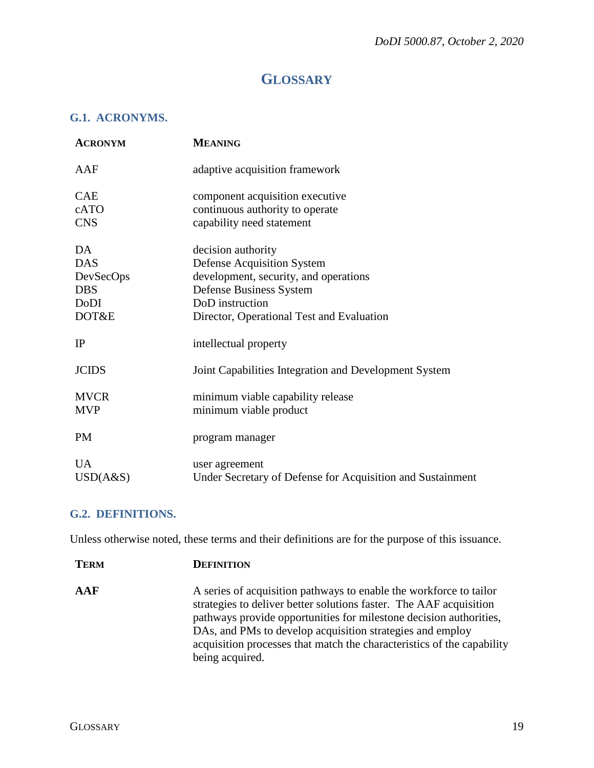# GLOSSARY

## G.1. ACRONYMS.

| ACRONYM | MEANING |
|---|---|
| AAF | adaptive acquisition framework |
| CAE | component acquisition executive |
| cATO | continuous authority to operate |
| CNS | capability need statement |
| DA | decision authority |
| DAS | Defense Acquisition System |
| DevSecOps | development, security, and operations |
| DBS | Defense Business System |
| DoDI | DoD instruction |
| DOT&E | Director, Operational Test and Evaluation |
| IP | intellectual property |
| JCIDS | Joint Capabilities Integration and Development System |
| MVCR | minimum viable capability release |
| MVP | minimum viable product |
| PM | program manager |
| UA | user agreement |
| USD(A&S) | Under Secretary of Defense for Acquisition and Sustainment |

## G.2. DEFINITIONS.

Unless otherwise noted, these terms and their definitions are for the purpose of this issuance.

| TERM | DEFINITION |
|---|---|
| **AAF** | A series of acquisition pathways to enable the workforce to tailor strategies to deliver better solutions faster. The AAF acquisition pathways provide opportunities for milestone decision authorities, DAs, and PMs to develop acquisition strategies and employ acquisition processes that match the characteristics of the capability being acquired. |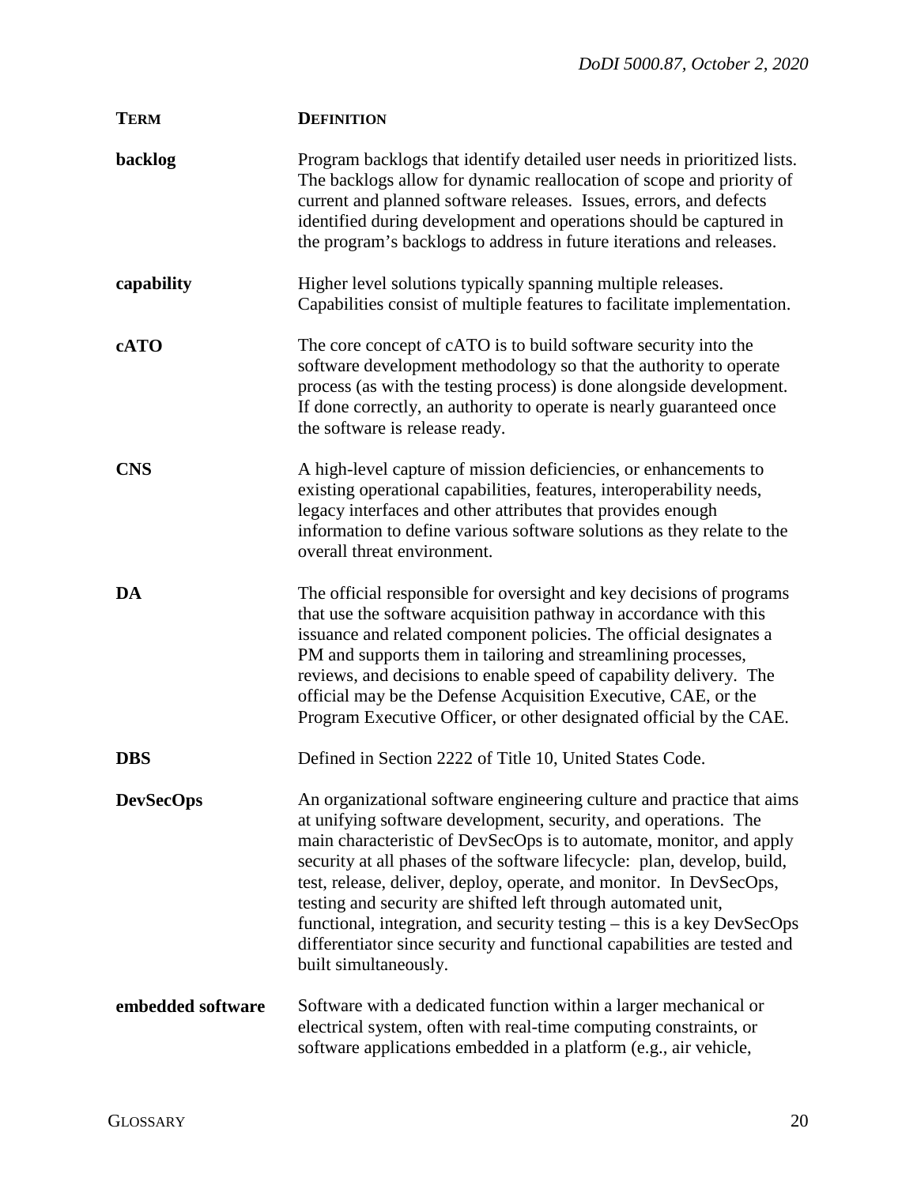| **TERM** | **DEFINITION** |
| --- | --- |
| **backlog** | Program backlogs that identify detailed user needs in prioritized lists. The backlogs allow for dynamic reallocation of scope and priority of current and planned software releases. Issues, errors, and defects identified during development and operations should be captured in the program's backlogs to address in future iterations and releases. |
| **capability** | Higher level solutions typically spanning multiple releases. Capabilities consist of multiple features to facilitate implementation. |
| **cATO** | The core concept of cATO is to build software security into the software development methodology so that the authority to operate process (as with the testing process) is done alongside development. If done correctly, an authority to operate is nearly guaranteed once the software is release ready. |
| **CNS** | A high-level capture of mission deficiencies, or enhancements to existing operational capabilities, features, interoperability needs, legacy interfaces and other attributes that provides enough information to define various software solutions as they relate to the overall threat environment. |
| **DA** | The official responsible for oversight and key decisions of programs that use the software acquisition pathway in accordance with this issuance and related component policies. The official designates a PM and supports them in tailoring and streamlining processes, reviews, and decisions to enable speed of capability delivery. The official may be the Defense Acquisition Executive, CAE, or the Program Executive Officer, or other designated official by the CAE. |
| **DBS** | Defined in Section 2222 of Title 10, United States Code. |
| **DevSecOps** | An organizational software engineering culture and practice that aims at unifying software development, security, and operations. The main characteristic of DevSecOps is to automate, monitor, and apply security at all phases of the software lifecycle: plan, develop, build, test, release, deliver, deploy, operate, and monitor. In DevSecOps, testing and security are shifted left through automated unit, functional, integration, and security testing – this is a key DevSecOps differentiator since security and functional capabilities are tested and built simultaneously. |
| **embedded software** | Software with a dedicated function within a larger mechanical or electrical system, often with real-time computing constraints, or software applications embedded in a platform (e.g., air vehicle, |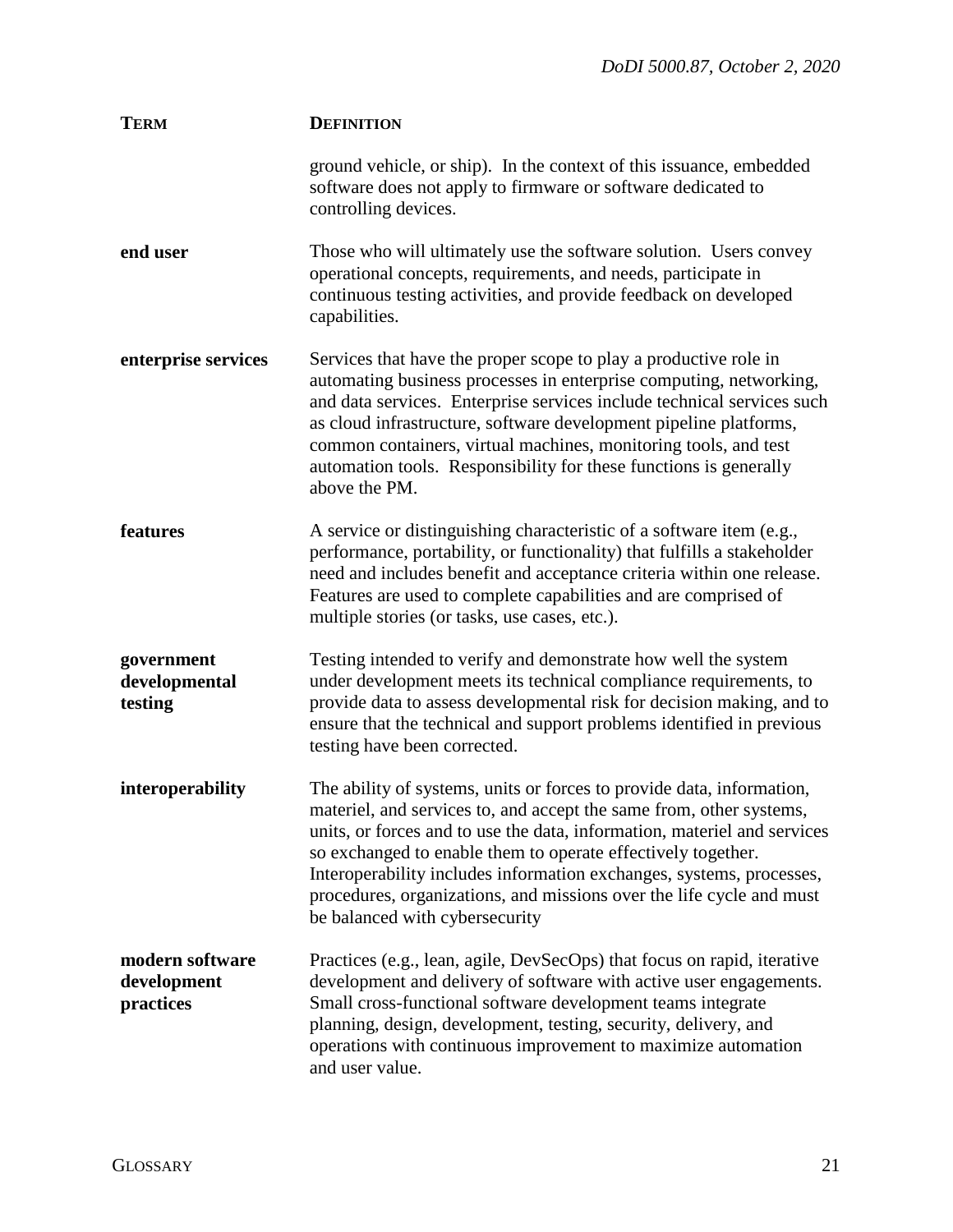| TERM | DEFINITION |
|---|---|
| | ground vehicle, or ship). In the context of this issuance, embedded software does not apply to firmware or software dedicated to controlling devices. |
| **end user** | Those who will ultimately use the software solution. Users convey operational concepts, requirements, and needs, participate in continuous testing activities, and provide feedback on developed capabilities. |
| **enterprise services** | Services that have the proper scope to play a productive role in automating business processes in enterprise computing, networking, and data services. Enterprise services include technical services such as cloud infrastructure, software development pipeline platforms, common containers, virtual machines, monitoring tools, and test automation tools. Responsibility for these functions is generally above the PM. |
| **features** | A service or distinguishing characteristic of a software item (e.g., performance, portability, or functionality) that fulfills a stakeholder need and includes benefit and acceptance criteria within one release. Features are used to complete capabilities and are comprised of multiple stories (or tasks, use cases, etc.). |
| **government developmental testing** | Testing intended to verify and demonstrate how well the system under development meets its technical compliance requirements, to provide data to assess developmental risk for decision making, and to ensure that the technical and support problems identified in previous testing have been corrected. |
| **interoperability** | The ability of systems, units or forces to provide data, information, materiel, and services to, and accept the same from, other systems, units, or forces and to use the data, information, materiel and services so exchanged to enable them to operate effectively together. Interoperability includes information exchanges, systems, processes, procedures, organizations, and missions over the life cycle and must be balanced with cybersecurity |
| **modern software development practices** | Practices (e.g., lean, agile, DevSecOps) that focus on rapid, iterative development and delivery of software with active user engagements. Small cross-functional software development teams integrate planning, design, development, testing, security, delivery, and operations with continuous improvement to maximize automation and user value. |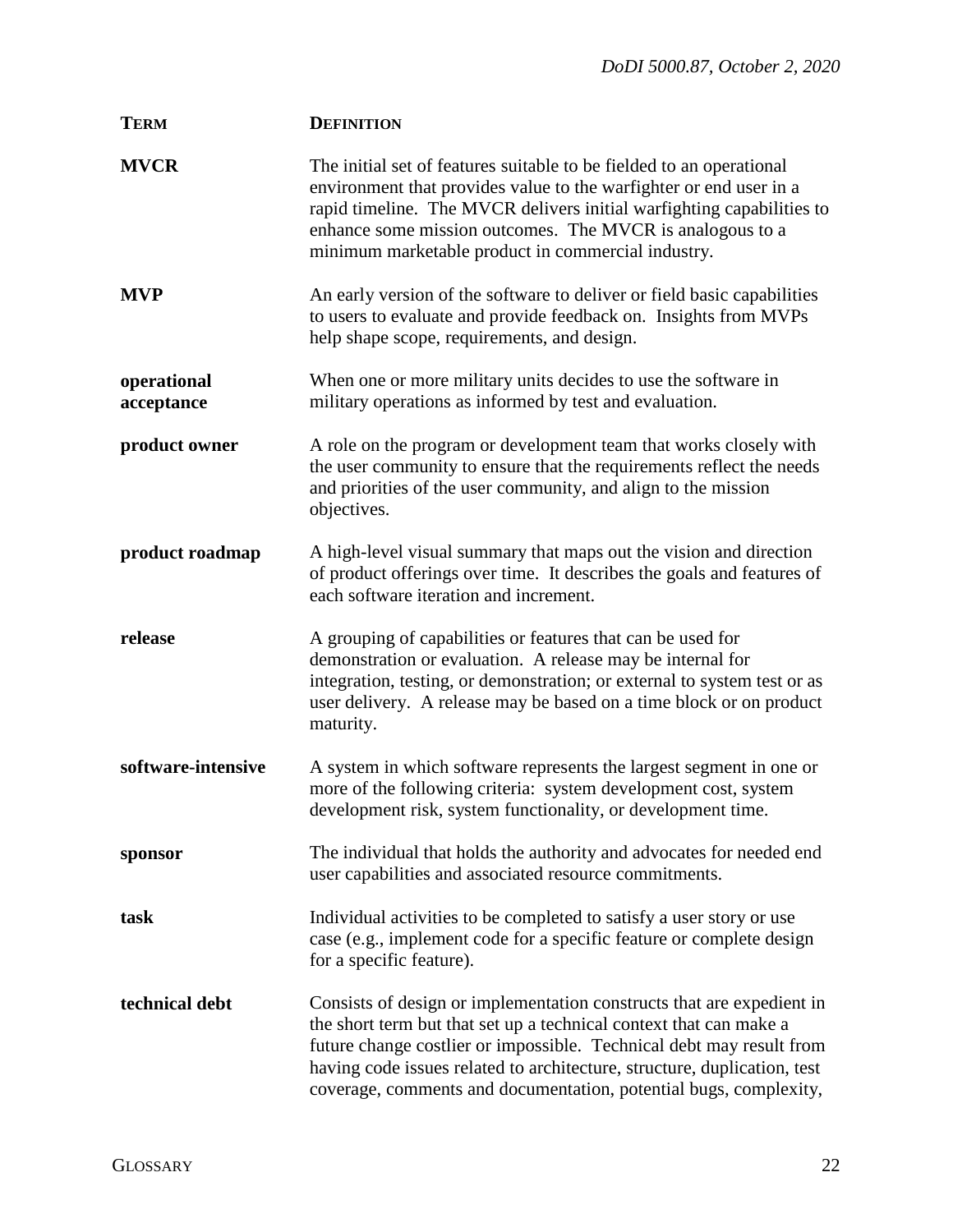| TERM | DEFINITION |
| --- | --- |
| **MVCR** | The initial set of features suitable to be fielded to an operational environment that provides value to the warfighter or end user in a rapid timeline. The MVCR delivers initial warfighting capabilities to enhance some mission outcomes. The MVCR is analogous to a minimum marketable product in commercial industry. |
| **MVP** | An early version of the software to deliver or field basic capabilities to users to evaluate and provide feedback on. Insights from MVPs help shape scope, requirements, and design. |
| **operational acceptance** | When one or more military units decides to use the software in military operations as informed by test and evaluation. |
| **product owner** | A role on the program or development team that works closely with the user community to ensure that the requirements reflect the needs and priorities of the user community, and align to the mission objectives. |
| **product roadmap** | A high-level visual summary that maps out the vision and direction of product offerings over time. It describes the goals and features of each software iteration and increment. |
| **release** | A grouping of capabilities or features that can be used for demonstration or evaluation. A release may be internal for integration, testing, or demonstration; or external to system test or as user delivery. A release may be based on a time block or on product maturity. |
| **software-intensive** | A system in which software represents the largest segment in one or more of the following criteria: system development cost, system development risk, system functionality, or development time. |
| **sponsor** | The individual that holds the authority and advocates for needed end user capabilities and associated resource commitments. |
| **task** | Individual activities to be completed to satisfy a user story or use case (e.g., implement code for a specific feature or complete design for a specific feature). |
| **technical debt** | Consists of design or implementation constructs that are expedient in the short term but that set up a technical context that can make a future change costlier or impossible. Technical debt may result from having code issues related to architecture, structure, duplication, test coverage, comments and documentation, potential bugs, complexity, |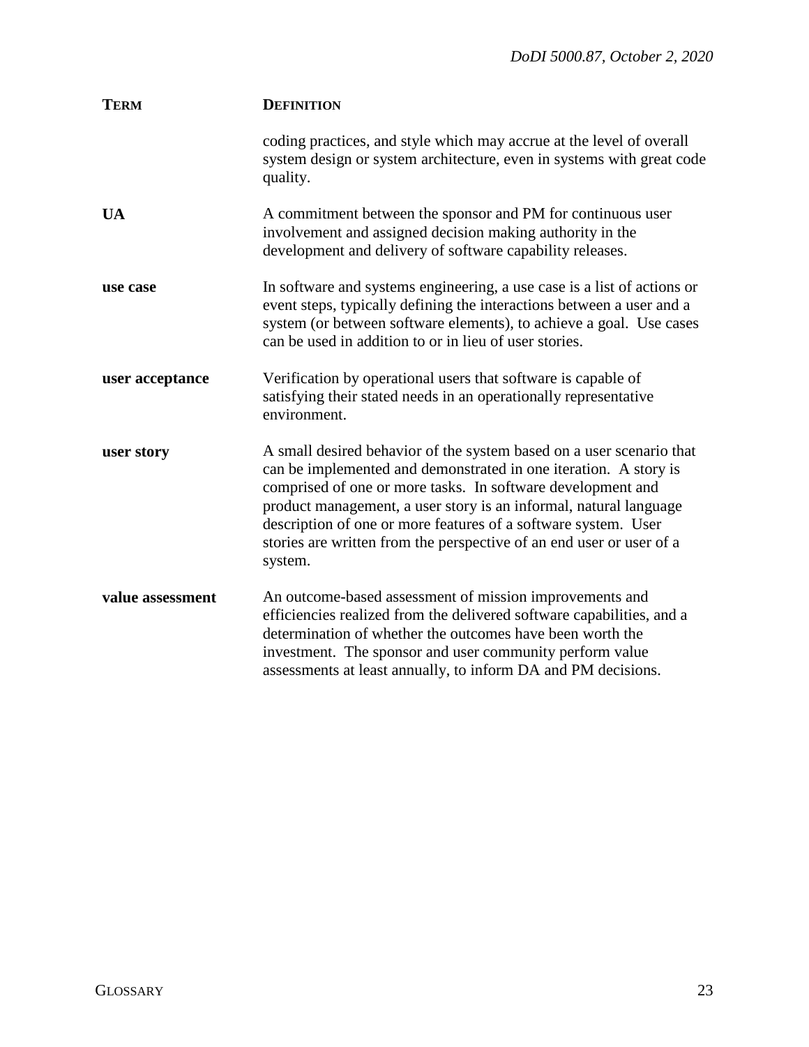| **TERM** | **DEFINITION** |
| --- | --- |
| | coding practices, and style which may accrue at the level of overall system design or system architecture, even in systems with great code quality. |
| **UA** | A commitment between the sponsor and PM for continuous user involvement and assigned decision making authority in the development and delivery of software capability releases. |
| **use case** | In software and systems engineering, a use case is a list of actions or event steps, typically defining the interactions between a user and a system (or between software elements), to achieve a goal. Use cases can be used in addition to or in lieu of user stories. |
| **user acceptance** | Verification by operational users that software is capable of satisfying their stated needs in an operationally representative environment. |
| **user story** | A small desired behavior of the system based on a user scenario that can be implemented and demonstrated in one iteration. A story is comprised of one or more tasks. In software development and product management, a user story is an informal, natural language description of one or more features of a software system. User stories are written from the perspective of an end user or user of a system. |
| **value assessment** | An outcome-based assessment of mission improvements and efficiencies realized from the delivered software capabilities, and a determination of whether the outcomes have been worth the investment. The sponsor and user community perform value assessments at least annually, to inform DA and PM decisions. |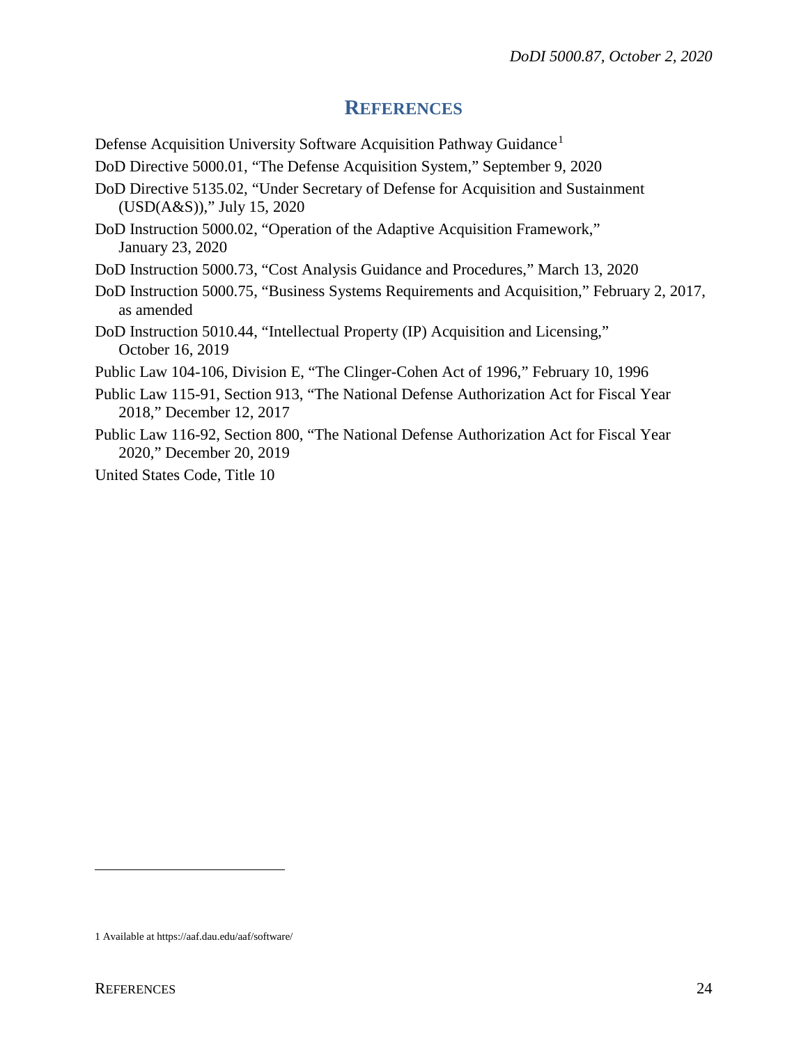# REFERENCES

Defense Acquisition University Software Acquisition Pathway Guidance[1]

DoD Directive 5000.01, "The Defense Acquisition System," September 9, 2020

DoD Directive 5135.02, "Under Secretary of Defense for Acquisition and Sustainment (USD(A&S))," July 15, 2020

DoD Instruction 5000.02, "Operation of the Adaptive Acquisition Framework," January 23, 2020

DoD Instruction 5000.73, "Cost Analysis Guidance and Procedures," March 13, 2020

DoD Instruction 5000.75, "Business Systems Requirements and Acquisition," February 2, 2017, as amended

DoD Instruction 5010.44, "Intellectual Property (IP) Acquisition and Licensing," October 16, 2019

Public Law 104-106, Division E, "The Clinger-Cohen Act of 1996," February 10, 1996

Public Law 115-91, Section 913, "The National Defense Authorization Act for Fiscal Year 2018," December 12, 2017

Public Law 116-92, Section 800, "The National Defense Authorization Act for Fiscal Year 2020," December 20, 2019

United States Code, Title 10

---

1 Available at https://aaf.dau.edu/aaf/software/